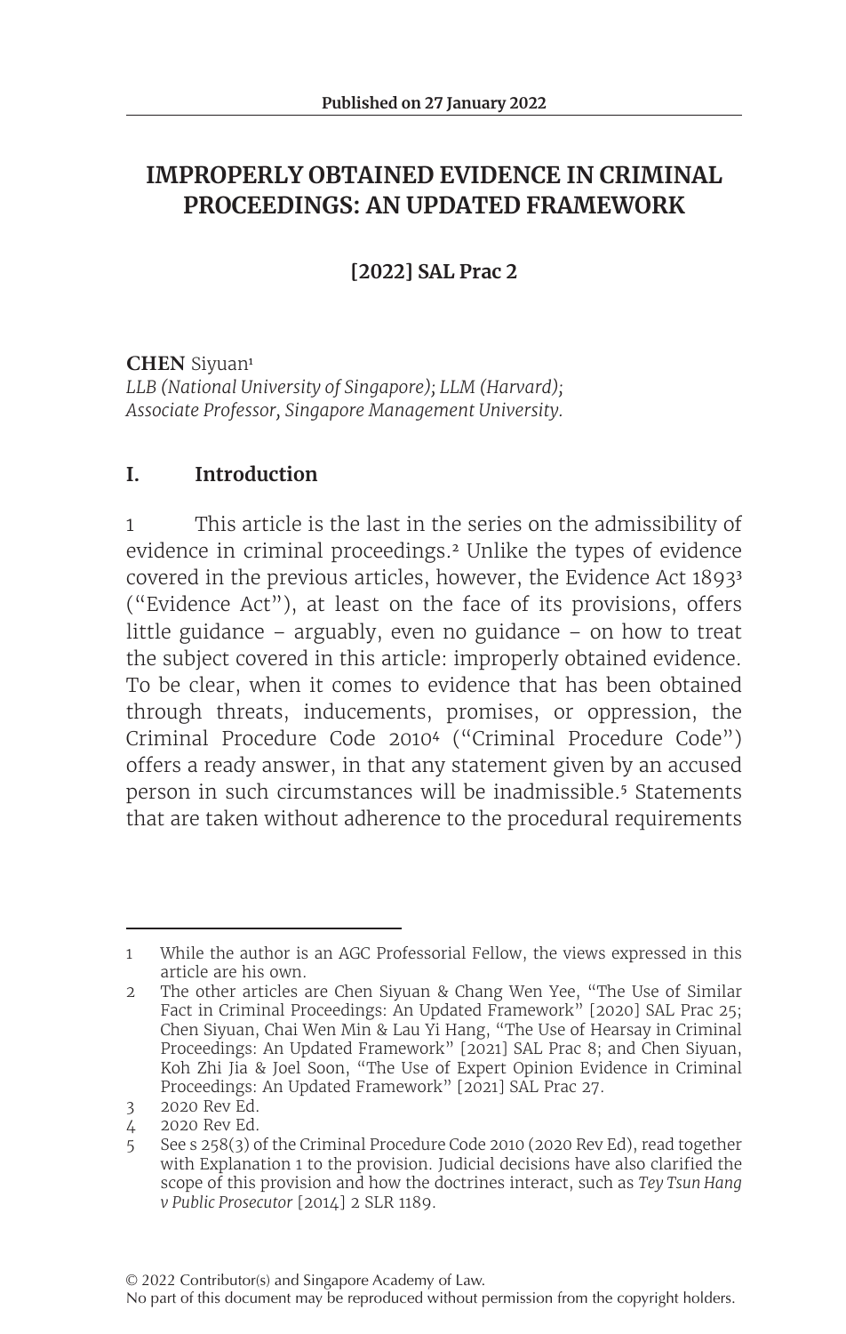Published on 27 January 2022

# IMPROPERLY OBTAINED EVIDENCE IN CRIMINAL PROCEEDINGS: AN UPDATED FRAMEWORK

**[2022] SAL Prac 2**

**CHEN** Siyuan[1]
*LLB (National University of Singapore); LLM (Harvard); Associate Professor, Singapore Management University.*

## I. Introduction

1 This article is the last in the series on the admissibility of evidence in criminal proceedings.[2] Unlike the types of evidence covered in the previous articles, however, the Evidence Act 1893[3] ("Evidence Act"), at least on the face of its provisions, offers little guidance – arguably, even no guidance – on how to treat the subject covered in this article: improperly obtained evidence. To be clear, when it comes to evidence that has been obtained through threats, inducements, promises, or oppression, the Criminal Procedure Code 2010[4] ("Criminal Procedure Code") offers a ready answer, in that any statement given by an accused person in such circumstances will be inadmissible.[5] Statements that are taken without adherence to the procedural requirements

---

1 While the author is an AGC Professorial Fellow, the views expressed in this article are his own.

2 The other articles are Chen Siyuan & Chang Wen Yee, "The Use of Similar Fact in Criminal Proceedings: An Updated Framework" [2020] SAL Prac 25; Chen Siyuan, Chai Wen Min & Lau Yi Hang, "The Use of Hearsay in Criminal Proceedings: An Updated Framework" [2021] SAL Prac 8; and Chen Siyuan, Koh Zhi Jia & Joel Soon, "The Use of Expert Opinion Evidence in Criminal Proceedings: An Updated Framework" [2021] SAL Prac 27.

3 2020 Rev Ed.

4 2020 Rev Ed.

5 See s 258(3) of the Criminal Procedure Code 2010 (2020 Rev Ed), read together with Explanation 1 to the provision. Judicial decisions have also clarified the scope of this provision and how the doctrines interact, such as *Tey Tsun Hang v Public Prosecutor* [2014] 2 SLR 1189.

© 2022 Contributor(s) and Singapore Academy of Law.
No part of this document may be reproduced without permission from the copyright holders.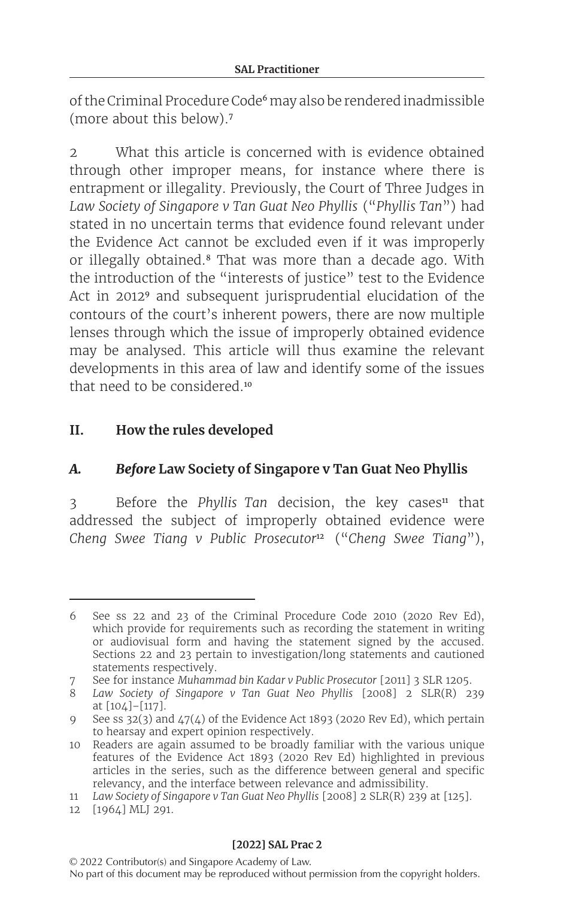of the Criminal Procedure Code[6] may also be rendered inadmissible (more about this below).[7]

2 What this article is concerned with is evidence obtained through other improper means, for instance where there is entrapment or illegality. Previously, the Court of Three Judges in *Law Society of Singapore v Tan Guat Neo Phyllis* ("*Phyllis Tan*") had stated in no uncertain terms that evidence found relevant under the Evidence Act cannot be excluded even if it was improperly or illegally obtained.[8] That was more than a decade ago. With the introduction of the "interests of justice" test to the Evidence Act in 2012[9] and subsequent jurisprudential elucidation of the contours of the court's inherent powers, there are now multiple lenses through which the issue of improperly obtained evidence may be analysed. This article will thus examine the relevant developments in this area of law and identify some of the issues that need to be considered.[10]

## II. How the rules developed

### A. *Before* Law Society of Singapore v Tan Guat Neo Phyllis

3 Before the *Phyllis Tan* decision, the key cases[11] that addressed the subject of improperly obtained evidence were *Cheng Swee Tiang v Public Prosecutor*[12] ("*Cheng Swee Tiang*"),

---

6 See ss 22 and 23 of the Criminal Procedure Code 2010 (2020 Rev Ed), which provide for requirements such as recording the statement in writing or audiovisual form and having the statement signed by the accused. Sections 22 and 23 pertain to investigation/long statements and cautioned statements respectively.

7 See for instance *Muhammad bin Kadar v Public Prosecutor* [2011] 3 SLR 1205.

8 *Law Society of Singapore v Tan Guat Neo Phyllis* [2008] 2 SLR(R) 239 at [104]–[117].

9 See ss 32(3) and 47(4) of the Evidence Act 1893 (2020 Rev Ed), which pertain to hearsay and expert opinion respectively.

10 Readers are again assumed to be broadly familiar with the various unique features of the Evidence Act 1893 (2020 Rev Ed) highlighted in previous articles in the series, such as the difference between general and specific relevancy, and the interface between relevance and admissibility.

11 *Law Society of Singapore v Tan Guat Neo Phyllis* [2008] 2 SLR(R) 239 at [125].

12 [1964] MLJ 291.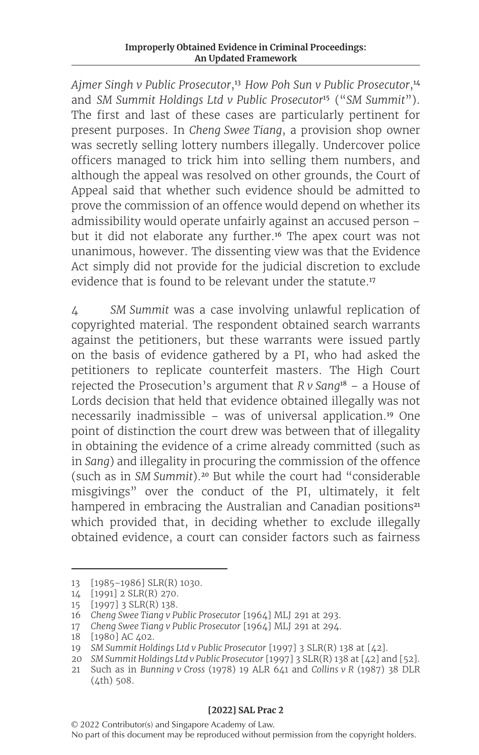*Ajmer Singh v Public Prosecutor*,[13] *How Poh Sun v Public Prosecutor*,[14] and *SM Summit Holdings Ltd v Public Prosecutor*[15] ("*SM Summit*"). The first and last of these cases are particularly pertinent for present purposes. In *Cheng Swee Tiang*, a provision shop owner was secretly selling lottery numbers illegally. Undercover police officers managed to trick him into selling them numbers, and although the appeal was resolved on other grounds, the Court of Appeal said that whether such evidence should be admitted to prove the commission of an offence would depend on whether its admissibility would operate unfairly against an accused person – but it did not elaborate any further.[16] The apex court was not unanimous, however. The dissenting view was that the Evidence Act simply did not provide for the judicial discretion to exclude evidence that is found to be relevant under the statute.[17]

4 *SM Summit* was a case involving unlawful replication of copyrighted material. The respondent obtained search warrants against the petitioners, but these warrants were issued partly on the basis of evidence gathered by a PI, who had asked the petitioners to replicate counterfeit masters. The High Court rejected the Prosecution's argument that *R v Sang*[18] – a House of Lords decision that held that evidence obtained illegally was not necessarily inadmissible – was of universal application.[19] One point of distinction the court drew was between that of illegality in obtaining the evidence of a crime already committed (such as in *Sang*) and illegality in procuring the commission of the offence (such as in *SM Summit*).[20] But while the court had "considerable misgivings" over the conduct of the PI, ultimately, it felt hampered in embracing the Australian and Canadian positions[21] which provided that, in deciding whether to exclude illegally obtained evidence, a court can consider factors such as fairness

---

13 [1985–1986] SLR(R) 1030.

14 [1991] 2 SLR(R) 270.

15 [1997] 3 SLR(R) 138.

16 *Cheng Swee Tiang v Public Prosecutor* [1964] MLJ 291 at 293.

17 *Cheng Swee Tiang v Public Prosecutor* [1964] MLJ 291 at 294.

18 [1980] AC 402.

19 *SM Summit Holdings Ltd v Public Prosecutor* [1997] 3 SLR(R) 138 at [42].

20 *SM Summit Holdings Ltd v Public Prosecutor* [1997] 3 SLR(R) 138 at [42] and [52].

21 Such as in *Bunning v Cross* (1978) 19 ALR 641 and *Collins v R* (1987) 38 DLR (4th) 508.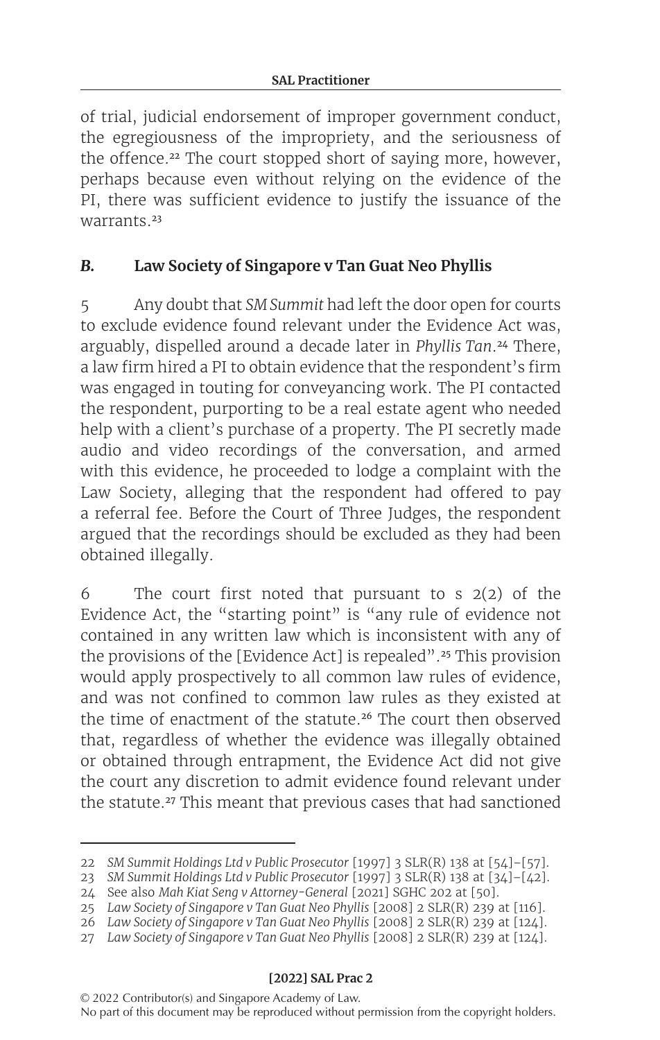of trial, judicial endorsement of improper government conduct, the egregiousness of the impropriety, and the seriousness of the offence.[22] The court stopped short of saying more, however, perhaps because even without relying on the evidence of the PI, there was sufficient evidence to justify the issuance of the warrants.[23]

### *B.* Law Society of Singapore v Tan Guat Neo Phyllis

5 Any doubt that *SM Summit* had left the door open for courts to exclude evidence found relevant under the Evidence Act was, arguably, dispelled around a decade later in *Phyllis Tan*.[24] There, a law firm hired a PI to obtain evidence that the respondent's firm was engaged in touting for conveyancing work. The PI contacted the respondent, purporting to be a real estate agent who needed help with a client's purchase of a property. The PI secretly made audio and video recordings of the conversation, and armed with this evidence, he proceeded to lodge a complaint with the Law Society, alleging that the respondent had offered to pay a referral fee. Before the Court of Three Judges, the respondent argued that the recordings should be excluded as they had been obtained illegally.

6 The court first noted that pursuant to s 2(2) of the Evidence Act, the "starting point" is "any rule of evidence not contained in any written law which is inconsistent with any of the provisions of the [Evidence Act] is repealed".[25] This provision would apply prospectively to all common law rules of evidence, and was not confined to common law rules as they existed at the time of enactment of the statute.[26] The court then observed that, regardless of whether the evidence was illegally obtained or obtained through entrapment, the Evidence Act did not give the court any discretion to admit evidence found relevant under the statute.[27] This meant that previous cases that had sanctioned

---

22 *SM Summit Holdings Ltd v Public Prosecutor* [1997] 3 SLR(R) 138 at [54]–[57].

23 *SM Summit Holdings Ltd v Public Prosecutor* [1997] 3 SLR(R) 138 at [34]–[42].

24 See also *Mah Kiat Seng v Attorney-General* [2021] SGHC 202 at [50].

25 *Law Society of Singapore v Tan Guat Neo Phyllis* [2008] 2 SLR(R) 239 at [116].

26 *Law Society of Singapore v Tan Guat Neo Phyllis* [2008] 2 SLR(R) 239 at [124].

27 *Law Society of Singapore v Tan Guat Neo Phyllis* [2008] 2 SLR(R) 239 at [124].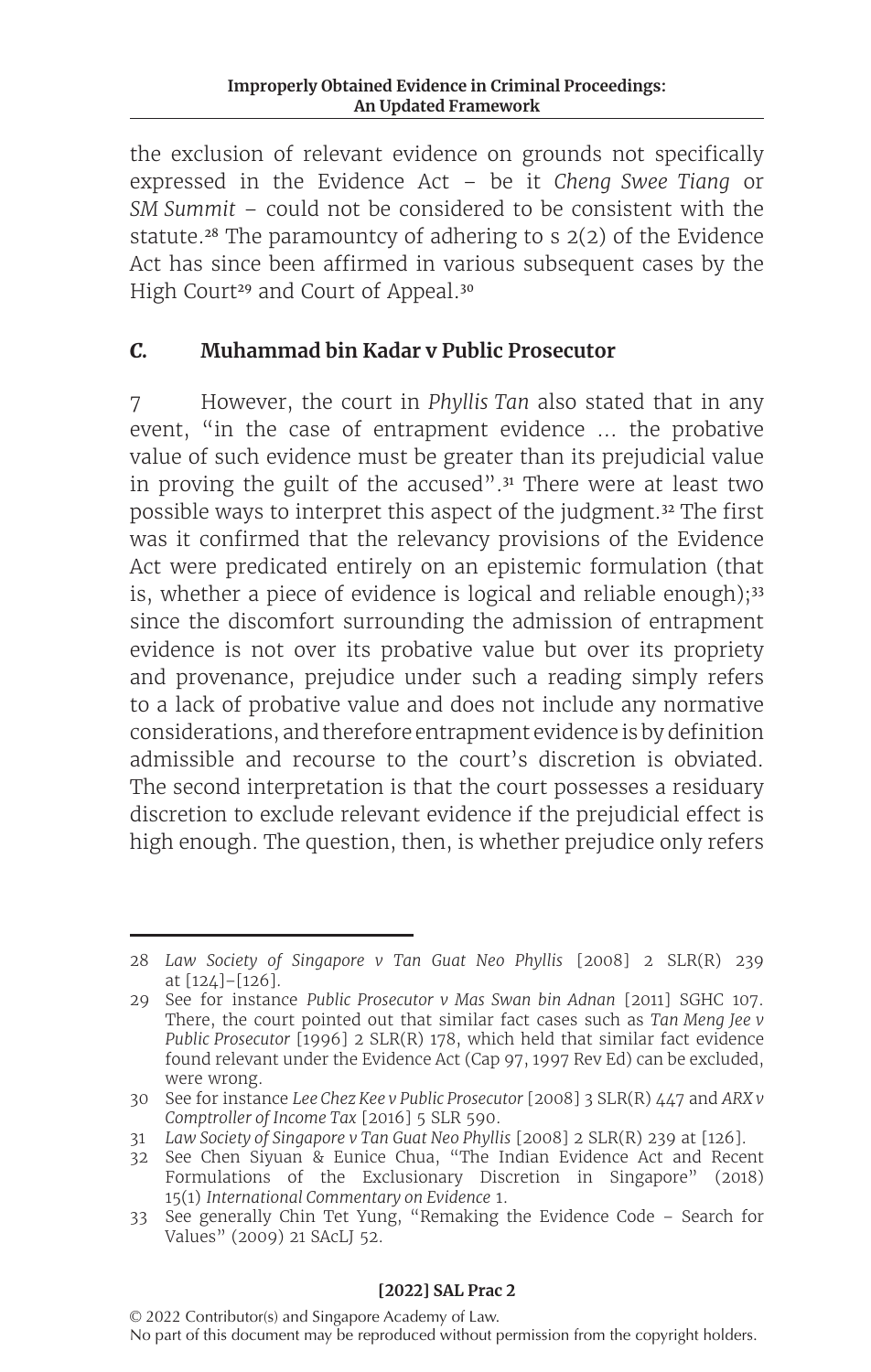the exclusion of relevant evidence on grounds not specifically expressed in the Evidence Act – be it *Cheng Swee Tiang* or *SM Summit* – could not be considered to be consistent with the statute.[28] The paramountcy of adhering to s 2(2) of the Evidence Act has since been affirmed in various subsequent cases by the High Court[29] and Court of Appeal.[30]

### *C.* Muhammad bin Kadar v Public Prosecutor

7 However, the court in *Phyllis Tan* also stated that in any event, "in the case of entrapment evidence … the probative value of such evidence must be greater than its prejudicial value in proving the guilt of the accused".[31] There were at least two possible ways to interpret this aspect of the judgment.[32] The first was it confirmed that the relevancy provisions of the Evidence Act were predicated entirely on an epistemic formulation (that is, whether a piece of evidence is logical and reliable enough);[33] since the discomfort surrounding the admission of entrapment evidence is not over its probative value but over its propriety and provenance, prejudice under such a reading simply refers to a lack of probative value and does not include any normative considerations, and therefore entrapment evidence is by definition admissible and recourse to the court's discretion is obviated. The second interpretation is that the court possesses a residuary discretion to exclude relevant evidence if the prejudicial effect is high enough. The question, then, is whether prejudice only refers

---

28 *Law Society of Singapore v Tan Guat Neo Phyllis* [2008] 2 SLR(R) 239 at [124]–[126].

29 See for instance *Public Prosecutor v Mas Swan bin Adnan* [2011] SGHC 107. There, the court pointed out that similar fact cases such as *Tan Meng Jee v Public Prosecutor* [1996] 2 SLR(R) 178, which held that similar fact evidence found relevant under the Evidence Act (Cap 97, 1997 Rev Ed) can be excluded, were wrong.

30 See for instance *Lee Chez Kee v Public Prosecutor* [2008] 3 SLR(R) 447 and *ARX v Comptroller of Income Tax* [2016] 5 SLR 590.

31 *Law Society of Singapore v Tan Guat Neo Phyllis* [2008] 2 SLR(R) 239 at [126].

32 See Chen Siyuan & Eunice Chua, "The Indian Evidence Act and Recent Formulations of the Exclusionary Discretion in Singapore" (2018) 15(1) *International Commentary on Evidence* 1.

33 See generally Chin Tet Yung, "Remaking the Evidence Code – Search for Values" (2009) 21 SAcLJ 52.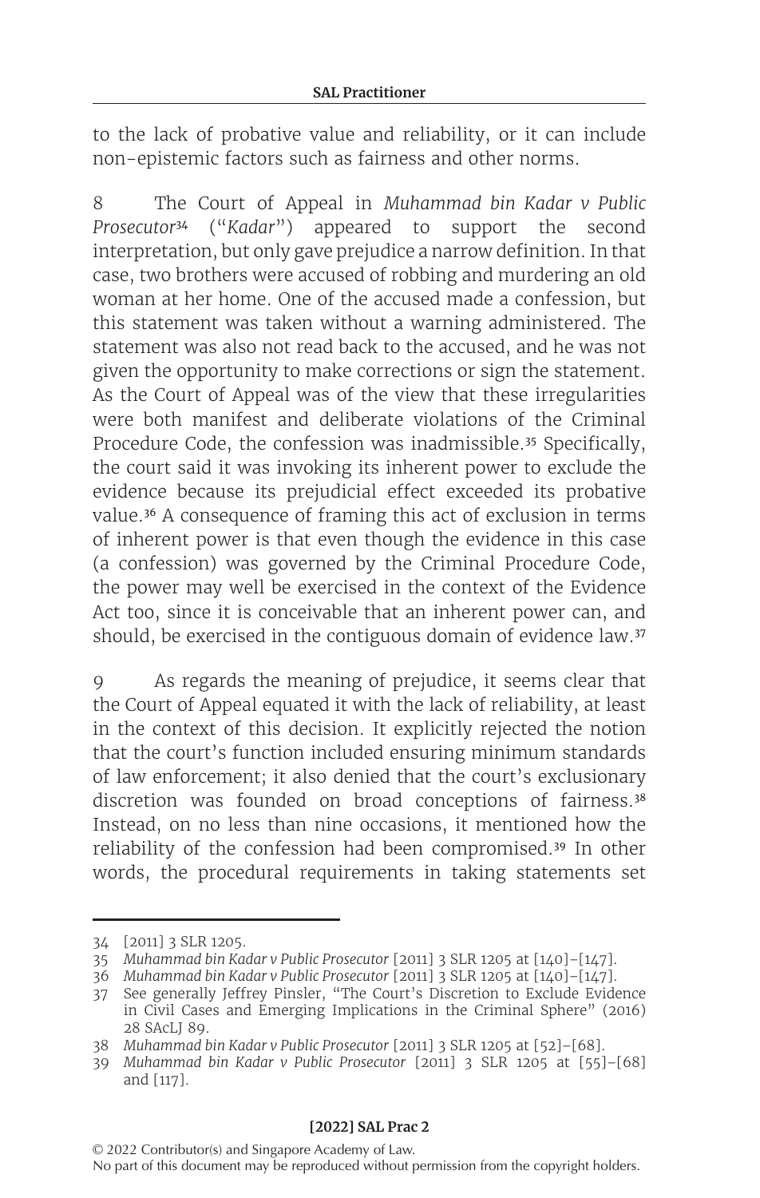to the lack of probative value and reliability, or it can include non-epistemic factors such as fairness and other norms.

8 The Court of Appeal in *Muhammad bin Kadar v Public Prosecutor*[34] ("*Kadar*") appeared to support the second interpretation, but only gave prejudice a narrow definition. In that case, two brothers were accused of robbing and murdering an old woman at her home. One of the accused made a confession, but this statement was taken without a warning administered. The statement was also not read back to the accused, and he was not given the opportunity to make corrections or sign the statement. As the Court of Appeal was of the view that these irregularities were both manifest and deliberate violations of the Criminal Procedure Code, the confession was inadmissible.[35] Specifically, the court said it was invoking its inherent power to exclude the evidence because its prejudicial effect exceeded its probative value.[36] A consequence of framing this act of exclusion in terms of inherent power is that even though the evidence in this case (a confession) was governed by the Criminal Procedure Code, the power may well be exercised in the context of the Evidence Act too, since it is conceivable that an inherent power can, and should, be exercised in the contiguous domain of evidence law.[37]

9 As regards the meaning of prejudice, it seems clear that the Court of Appeal equated it with the lack of reliability, at least in the context of this decision. It explicitly rejected the notion that the court's function included ensuring minimum standards of law enforcement; it also denied that the court's exclusionary discretion was founded on broad conceptions of fairness.[38] Instead, on no less than nine occasions, it mentioned how the reliability of the confession had been compromised.[39] In other words, the procedural requirements in taking statements set

---

34 [2011] 3 SLR 1205.

35 *Muhammad bin Kadar v Public Prosecutor* [2011] 3 SLR 1205 at [140]–[147].

36 *Muhammad bin Kadar v Public Prosecutor* [2011] 3 SLR 1205 at [140]–[147].

37 See generally Jeffrey Pinsler, "The Court's Discretion to Exclude Evidence in Civil Cases and Emerging Implications in the Criminal Sphere" (2016) 28 SAcLJ 89.

38 *Muhammad bin Kadar v Public Prosecutor* [2011] 3 SLR 1205 at [52]–[68].

39 *Muhammad bin Kadar v Public Prosecutor* [2011] 3 SLR 1205 at [55]–[68] and [117].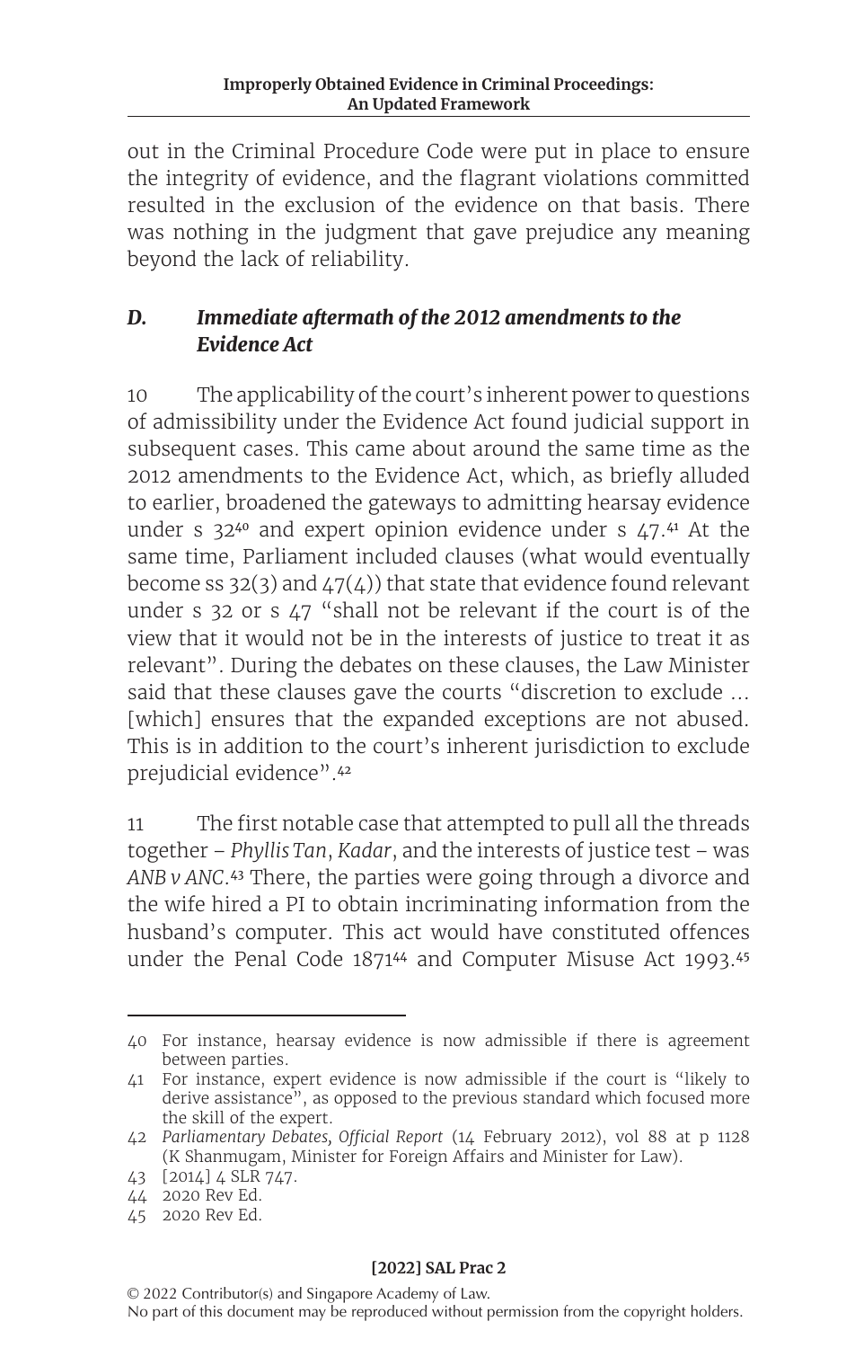out in the Criminal Procedure Code were put in place to ensure the integrity of evidence, and the flagrant violations committed resulted in the exclusion of the evidence on that basis. There was nothing in the judgment that gave prejudice any meaning beyond the lack of reliability.

### *D. Immediate aftermath of the 2012 amendments to the Evidence Act*

10 The applicability of the court's inherent power to questions of admissibility under the Evidence Act found judicial support in subsequent cases. This came about around the same time as the 2012 amendments to the Evidence Act, which, as briefly alluded to earlier, broadened the gateways to admitting hearsay evidence under s 32[40] and expert opinion evidence under s 47.[41] At the same time, Parliament included clauses (what would eventually become ss 32(3) and 47(4)) that state that evidence found relevant under s 32 or s 47 "shall not be relevant if the court is of the view that it would not be in the interests of justice to treat it as relevant". During the debates on these clauses, the Law Minister said that these clauses gave the courts "discretion to exclude … [which] ensures that the expanded exceptions are not abused. This is in addition to the court's inherent jurisdiction to exclude prejudicial evidence".[42]

11 The first notable case that attempted to pull all the threads together – *Phyllis Tan*, *Kadar*, and the interests of justice test – was *ANB v ANC*.[43] There, the parties were going through a divorce and the wife hired a PI to obtain incriminating information from the husband's computer. This act would have constituted offences under the Penal Code 1871[44] and Computer Misuse Act 1993.[45]

---

40 For instance, hearsay evidence is now admissible if there is agreement between parties.

41 For instance, expert evidence is now admissible if the court is "likely to derive assistance", as opposed to the previous standard which focused more the skill of the expert.

42 *Parliamentary Debates, Official Report* (14 February 2012), vol 88 at p 1128 (K Shanmugam, Minister for Foreign Affairs and Minister for Law).

43 [2014] 4 SLR 747.

44 2020 Rev Ed.

45 2020 Rev Ed.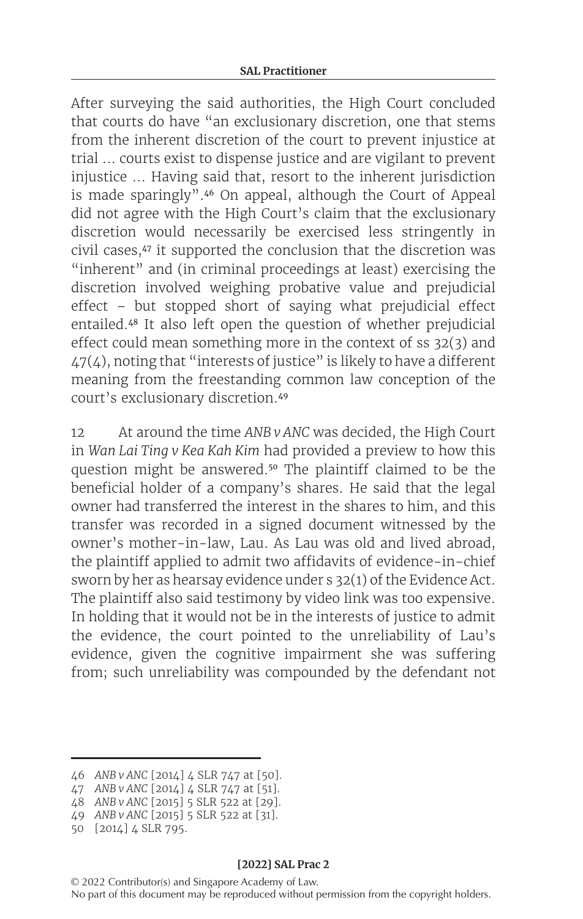After surveying the said authorities, the High Court concluded that courts do have "an exclusionary discretion, one that stems from the inherent discretion of the court to prevent injustice at trial … courts exist to dispense justice and are vigilant to prevent injustice … Having said that, resort to the inherent jurisdiction is made sparingly".[46] On appeal, although the Court of Appeal did not agree with the High Court's claim that the exclusionary discretion would necessarily be exercised less stringently in civil cases,[47] it supported the conclusion that the discretion was "inherent" and (in criminal proceedings at least) exercising the discretion involved weighing probative value and prejudicial effect – but stopped short of saying what prejudicial effect entailed.[48] It also left open the question of whether prejudicial effect could mean something more in the context of ss 32(3) and 47(4), noting that "interests of justice" is likely to have a different meaning from the freestanding common law conception of the court's exclusionary discretion.[49]

12 At around the time *ANB v ANC* was decided, the High Court in *Wan Lai Ting v Kea Kah Kim* had provided a preview to how this question might be answered.[50] The plaintiff claimed to be the beneficial holder of a company's shares. He said that the legal owner had transferred the interest in the shares to him, and this transfer was recorded in a signed document witnessed by the owner's mother-in-law, Lau. As Lau was old and lived abroad, the plaintiff applied to admit two affidavits of evidence-in-chief sworn by her as hearsay evidence under s 32(1) of the Evidence Act. The plaintiff also said testimony by video link was too expensive. In holding that it would not be in the interests of justice to admit the evidence, the court pointed to the unreliability of Lau's evidence, given the cognitive impairment she was suffering from; such unreliability was compounded by the defendant not

---

46 *ANB v ANC* [2014] 4 SLR 747 at [50].

47 *ANB v ANC* [2014] 4 SLR 747 at [51].

48 *ANB v ANC* [2015] 5 SLR 522 at [29].

49 *ANB v ANC* [2015] 5 SLR 522 at [31].

50 [2014] 4 SLR 795.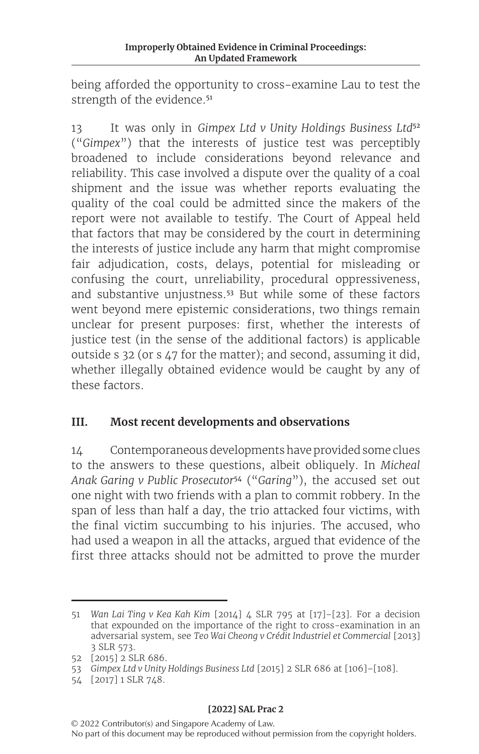being afforded the opportunity to cross-examine Lau to test the strength of the evidence.[51]

13 It was only in *Gimpex Ltd v Unity Holdings Business Ltd*[52] ("*Gimpex*") that the interests of justice test was perceptibly broadened to include considerations beyond relevance and reliability. This case involved a dispute over the quality of a coal shipment and the issue was whether reports evaluating the quality of the coal could be admitted since the makers of the report were not available to testify. The Court of Appeal held that factors that may be considered by the court in determining the interests of justice include any harm that might compromise fair adjudication, costs, delays, potential for misleading or confusing the court, unreliability, procedural oppressiveness, and substantive unjustness.[53] But while some of these factors went beyond mere epistemic considerations, two things remain unclear for present purposes: first, whether the interests of justice test (in the sense of the additional factors) is applicable outside s 32 (or s 47 for the matter); and second, assuming it did, whether illegally obtained evidence would be caught by any of these factors.

## III. Most recent developments and observations

14 Contemporaneous developments have provided some clues to the answers to these questions, albeit obliquely. In *Micheal Anak Garing v Public Prosecutor*[54] ("*Garing*"), the accused set out one night with two friends with a plan to commit robbery. In the span of less than half a day, the trio attacked four victims, with the final victim succumbing to his injuries. The accused, who had used a weapon in all the attacks, argued that evidence of the first three attacks should not be admitted to prove the murder

---

51 *Wan Lai Ting v Kea Kah Kim* [2014] 4 SLR 795 at [17]–[23]. For a decision that expounded on the importance of the right to cross-examination in an adversarial system, see *Teo Wai Cheong v Crédit Industriel et Commercial* [2013] 3 SLR 573.

52 [2015] 2 SLR 686.

53 *Gimpex Ltd v Unity Holdings Business Ltd* [2015] 2 SLR 686 at [106]–[108].

54 [2017] 1 SLR 748.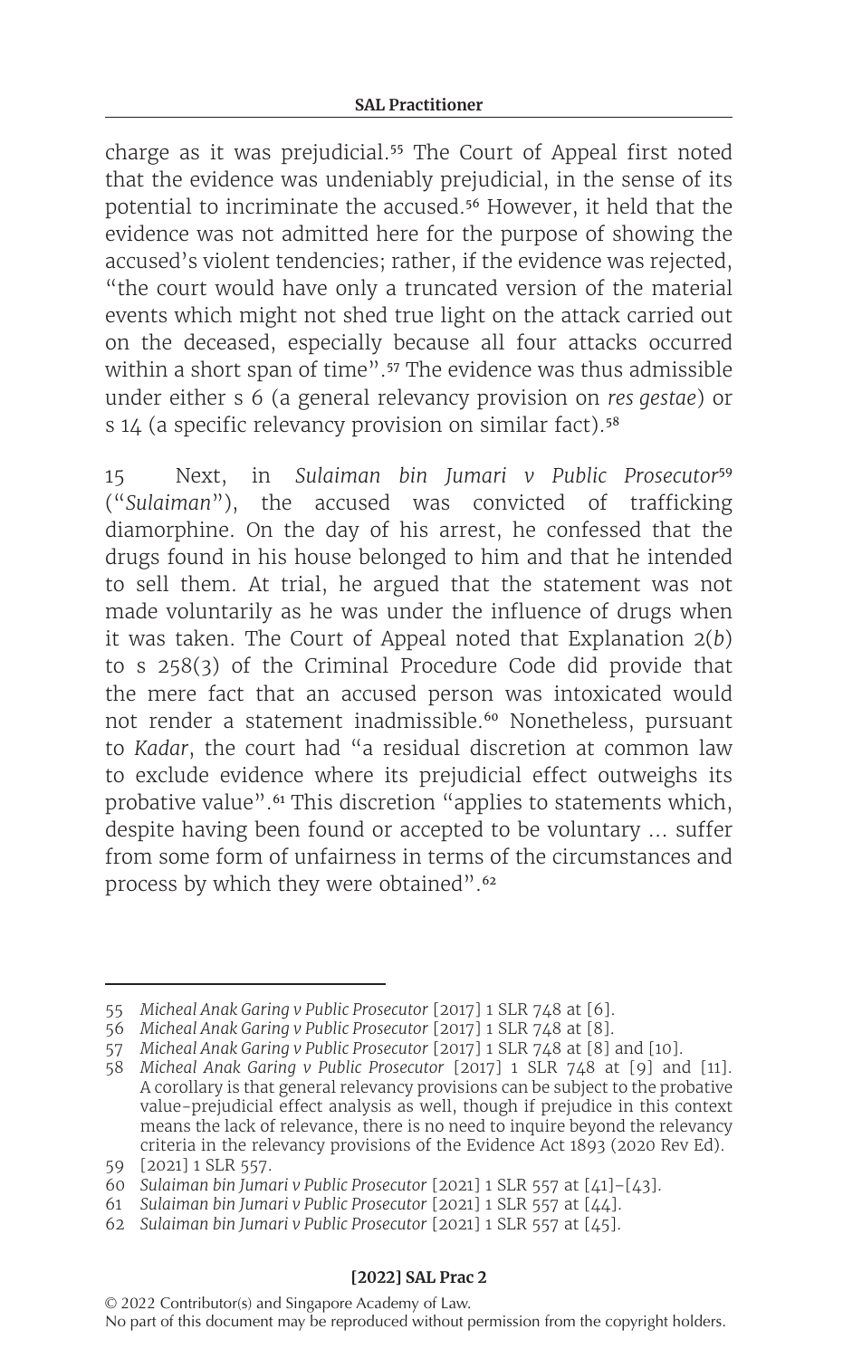charge as it was prejudicial.[55] The Court of Appeal first noted that the evidence was undeniably prejudicial, in the sense of its potential to incriminate the accused.[56] However, it held that the evidence was not admitted here for the purpose of showing the accused's violent tendencies; rather, if the evidence was rejected, "the court would have only a truncated version of the material events which might not shed true light on the attack carried out on the deceased, especially because all four attacks occurred within a short span of time".[57] The evidence was thus admissible under either s 6 (a general relevancy provision on *res gestae*) or s 14 (a specific relevancy provision on similar fact).[58]

15 Next, in *Sulaiman bin Jumari v Public Prosecutor*[59] ("*Sulaiman*"), the accused was convicted of trafficking diamorphine. On the day of his arrest, he confessed that the drugs found in his house belonged to him and that he intended to sell them. At trial, he argued that the statement was not made voluntarily as he was under the influence of drugs when it was taken. The Court of Appeal noted that Explanation 2(*b*) to s 258(3) of the Criminal Procedure Code did provide that the mere fact that an accused person was intoxicated would not render a statement inadmissible.[60] Nonetheless, pursuant to *Kadar*, the court had "a residual discretion at common law to exclude evidence where its prejudicial effect outweighs its probative value".[61] This discretion "applies to statements which, despite having been found or accepted to be voluntary … suffer from some form of unfairness in terms of the circumstances and process by which they were obtained".[62]

---

55 *Micheal Anak Garing v Public Prosecutor* [2017] 1 SLR 748 at [6].

56 *Micheal Anak Garing v Public Prosecutor* [2017] 1 SLR 748 at [8].

57 *Micheal Anak Garing v Public Prosecutor* [2017] 1 SLR 748 at [8] and [10].

58 *Micheal Anak Garing v Public Prosecutor* [2017] 1 SLR 748 at [9] and [11]. A corollary is that general relevancy provisions can be subject to the probative value-prejudicial effect analysis as well, though if prejudice in this context means the lack of relevance, there is no need to inquire beyond the relevancy criteria in the relevancy provisions of the Evidence Act 1893 (2020 Rev Ed).

59 [2021] 1 SLR 557.

60 *Sulaiman bin Jumari v Public Prosecutor* [2021] 1 SLR 557 at [41]–[43].

61 *Sulaiman bin Jumari v Public Prosecutor* [2021] 1 SLR 557 at [44].

62 *Sulaiman bin Jumari v Public Prosecutor* [2021] 1 SLR 557 at [45].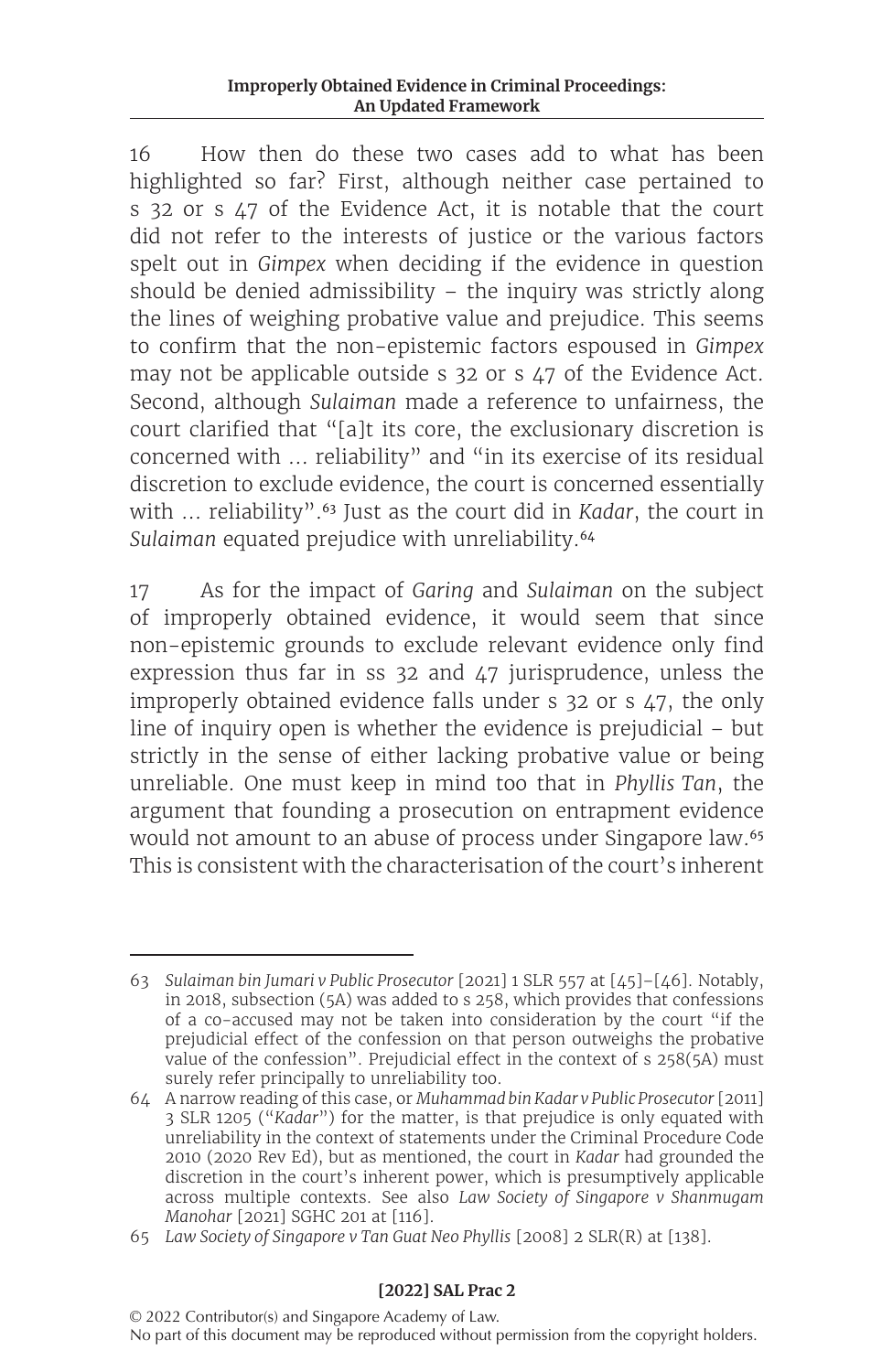16 How then do these two cases add to what has been highlighted so far? First, although neither case pertained to s 32 or s 47 of the Evidence Act, it is notable that the court did not refer to the interests of justice or the various factors spelt out in *Gimpex* when deciding if the evidence in question should be denied admissibility – the inquiry was strictly along the lines of weighing probative value and prejudice. This seems to confirm that the non-epistemic factors espoused in *Gimpex* may not be applicable outside s 32 or s 47 of the Evidence Act. Second, although *Sulaiman* made a reference to unfairness, the court clarified that "[a]t its core, the exclusionary discretion is concerned with … reliability" and "in its exercise of its residual discretion to exclude evidence, the court is concerned essentially with … reliability".[63] Just as the court did in *Kadar*, the court in *Sulaiman* equated prejudice with unreliability.[64]

17 As for the impact of *Garing* and *Sulaiman* on the subject of improperly obtained evidence, it would seem that since non-epistemic grounds to exclude relevant evidence only find expression thus far in ss 32 and 47 jurisprudence, unless the improperly obtained evidence falls under s 32 or s 47, the only line of inquiry open is whether the evidence is prejudicial – but strictly in the sense of either lacking probative value or being unreliable. One must keep in mind too that in *Phyllis Tan*, the argument that founding a prosecution on entrapment evidence would not amount to an abuse of process under Singapore law.[65] This is consistent with the characterisation of the court's inherent

---

63 *Sulaiman bin Jumari v Public Prosecutor* [2021] 1 SLR 557 at [45]–[46]. Notably, in 2018, subsection (5A) was added to s 258, which provides that confessions of a co-accused may not be taken into consideration by the court "if the prejudicial effect of the confession on that person outweighs the probative value of the confession". Prejudicial effect in the context of s 258(5A) must surely refer principally to unreliability too.

64 A narrow reading of this case, or *Muhammad bin Kadar v Public Prosecutor* [2011] 3 SLR 1205 ("*Kadar*") for the matter, is that prejudice is only equated with unreliability in the context of statements under the Criminal Procedure Code 2010 (2020 Rev Ed), but as mentioned, the court in *Kadar* had grounded the discretion in the court's inherent power, which is presumptively applicable across multiple contexts. See also *Law Society of Singapore v Shanmugam Manohar* [2021] SGHC 201 at [116].

65 *Law Society of Singapore v Tan Guat Neo Phyllis* [2008] 2 SLR(R) at [138].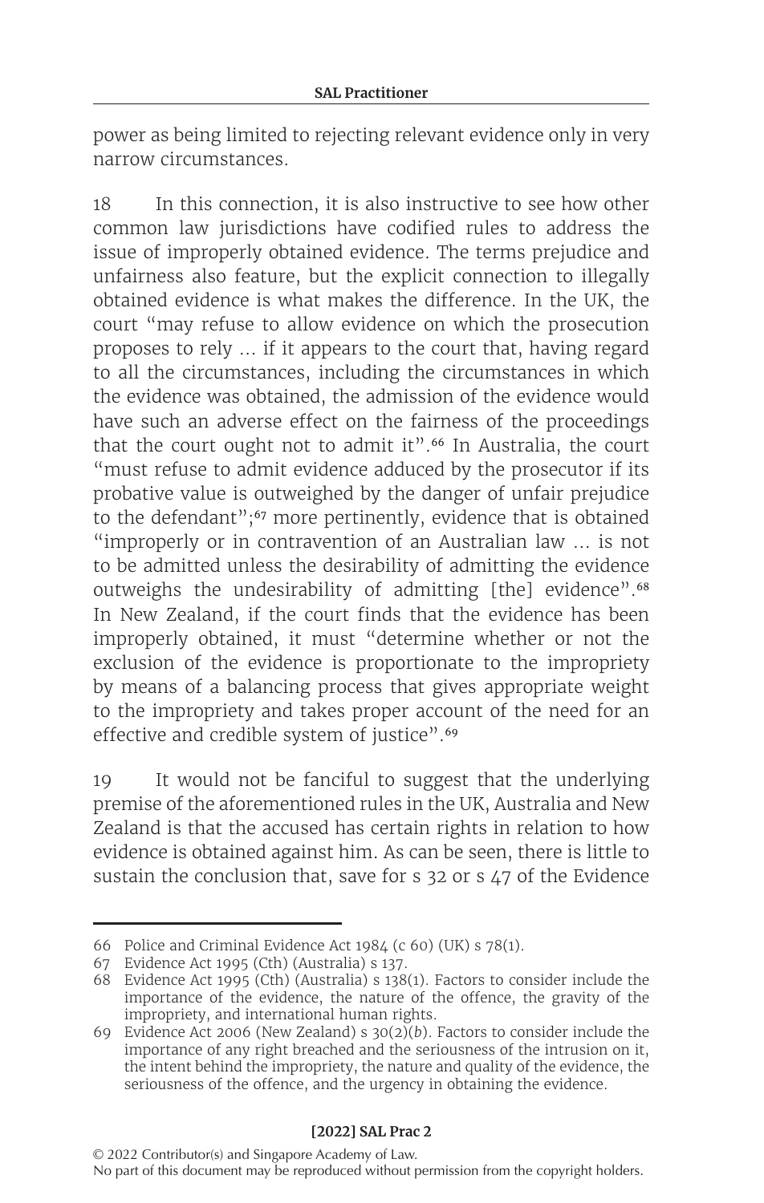power as being limited to rejecting relevant evidence only in very narrow circumstances.

18 In this connection, it is also instructive to see how other common law jurisdictions have codified rules to address the issue of improperly obtained evidence. The terms prejudice and unfairness also feature, but the explicit connection to illegally obtained evidence is what makes the difference. In the UK, the court "may refuse to allow evidence on which the prosecution proposes to rely … if it appears to the court that, having regard to all the circumstances, including the circumstances in which the evidence was obtained, the admission of the evidence would have such an adverse effect on the fairness of the proceedings that the court ought not to admit it".[66] In Australia, the court "must refuse to admit evidence adduced by the prosecutor if its probative value is outweighed by the danger of unfair prejudice to the defendant";[67] more pertinently, evidence that is obtained "improperly or in contravention of an Australian law … is not to be admitted unless the desirability of admitting the evidence outweighs the undesirability of admitting [the] evidence".[68] In New Zealand, if the court finds that the evidence has been improperly obtained, it must "determine whether or not the exclusion of the evidence is proportionate to the impropriety by means of a balancing process that gives appropriate weight to the impropriety and takes proper account of the need for an effective and credible system of justice".[69]

19 It would not be fanciful to suggest that the underlying premise of the aforementioned rules in the UK, Australia and New Zealand is that the accused has certain rights in relation to how evidence is obtained against him. As can be seen, there is little to sustain the conclusion that, save for s 32 or s 47 of the Evidence

---

66 Police and Criminal Evidence Act 1984 (c 60) (UK) s 78(1).

67 Evidence Act 1995 (Cth) (Australia) s 137.

68 Evidence Act 1995 (Cth) (Australia) s 138(1). Factors to consider include the importance of the evidence, the nature of the offence, the gravity of the impropriety, and international human rights.

69 Evidence Act 2006 (New Zealand) s 30(2)(*b*). Factors to consider include the importance of any right breached and the seriousness of the intrusion on it, the intent behind the impropriety, the nature and quality of the evidence, the seriousness of the offence, and the urgency in obtaining the evidence.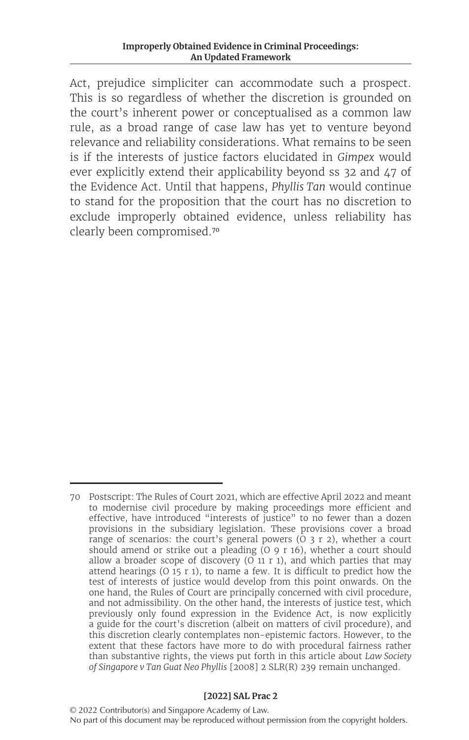Act, prejudice simpliciter can accommodate such a prospect. This is so regardless of whether the discretion is grounded on the court's inherent power or conceptualised as a common law rule, as a broad range of case law has yet to venture beyond relevance and reliability considerations. What remains to be seen is if the interests of justice factors elucidated in *Gimpex* would ever explicitly extend their applicability beyond ss 32 and 47 of the Evidence Act. Until that happens, *Phyllis Tan* would continue to stand for the proposition that the court has no discretion to exclude improperly obtained evidence, unless reliability has clearly been compromised.[70]

---

70 Postscript: The Rules of Court 2021, which are effective April 2022 and meant to modernise civil procedure by making proceedings more efficient and effective, have introduced "interests of justice" to no fewer than a dozen provisions in the subsidiary legislation. These provisions cover a broad range of scenarios: the court's general powers (O 3 r 2), whether a court should amend or strike out a pleading (O 9 r 16), whether a court should allow a broader scope of discovery (O 11 r 1), and which parties that may attend hearings (O 15 r 1), to name a few. It is difficult to predict how the test of interests of justice would develop from this point onwards. On the one hand, the Rules of Court are principally concerned with civil procedure, and not admissibility. On the other hand, the interests of justice test, which previously only found expression in the Evidence Act, is now explicitly a guide for the court's discretion (albeit on matters of civil procedure), and this discretion clearly contemplates non-epistemic factors. However, to the extent that these factors have more to do with procedural fairness rather than substantive rights, the views put forth in this article about *Law Society of Singapore v Tan Guat Neo Phyllis* [2008] 2 SLR(R) 239 remain unchanged.